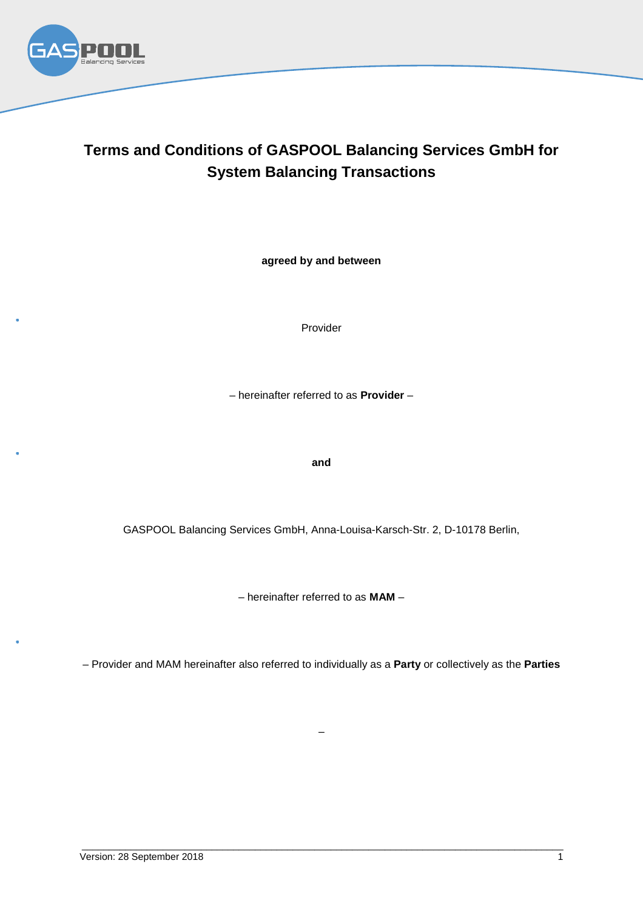# Terms and Conditions of GASPOOL Balancing Services GmbH for System Balancing Transactions

**agreed by and between**

Provider

– hereinafter referred to as **Provider** –

**and**

GASPOOL Balancing Services GmbH, Anna-Louisa-Karsch-Str. 2, D-10178 Berlin,

– hereinafter referred to as **MAM** –

– Provider and MAM hereinafter also referred to individually as a **Party** or collectively as the **Parties**

–

Version: 28 September 2018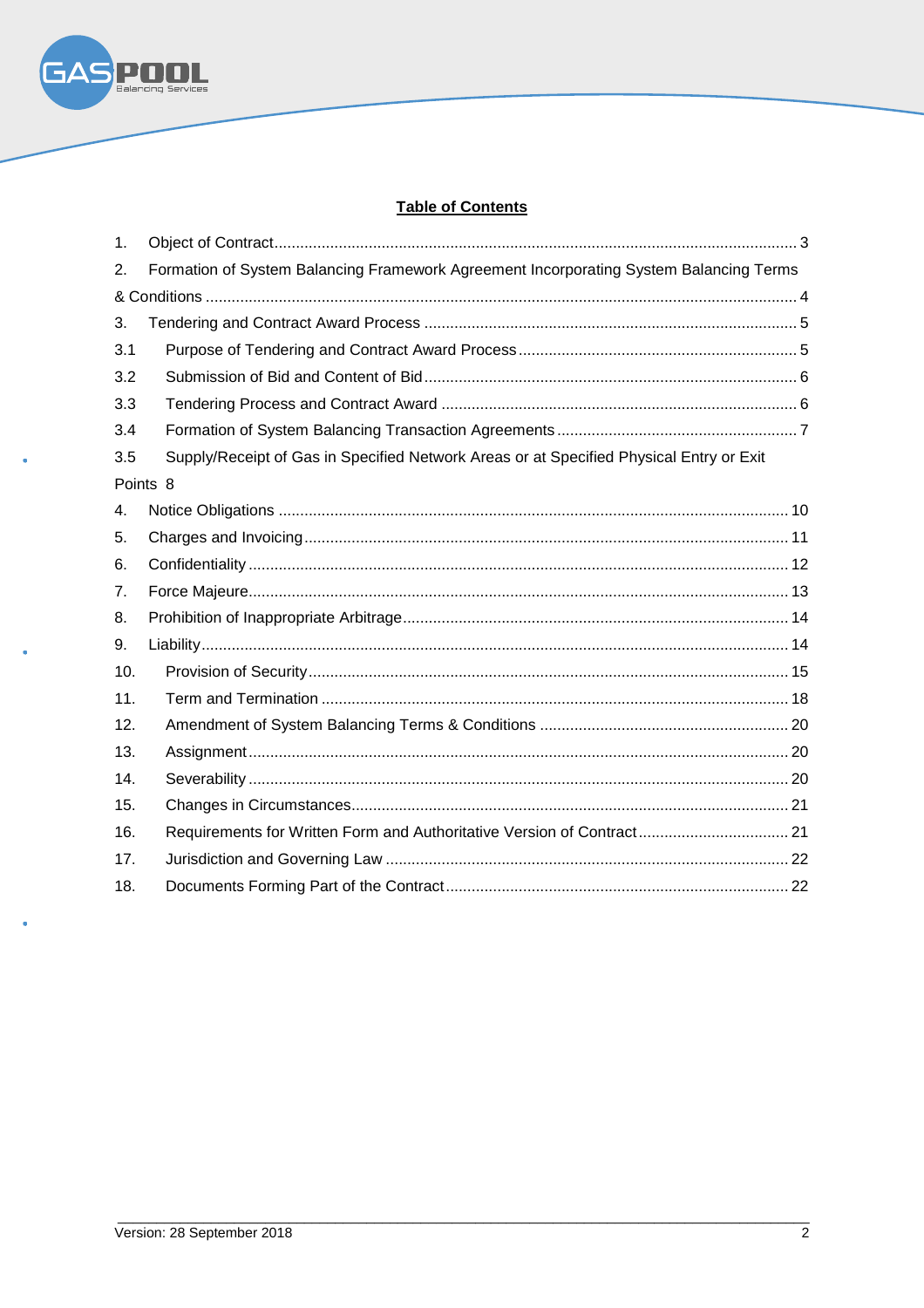**Table of Contents**

1. Object of Contract ........................................................................................................ 3
2. Formation of System Balancing Framework Agreement Incorporating System Balancing Terms & Conditions ........................................................................................................ 4
3. Tendering and Contract Award Process ...................................................................... 5
   - 3.1 Purpose of Tendering and Contract Award Process ................................................ 5
   - 3.2 Submission of Bid and Content of Bid ..................................................................... 6
   - 3.3 Tendering Process and Contract Award ................................................................. 6
   - 3.4 Formation of System Balancing Transaction Agreements ....................................... 7
   - 3.5 Supply/Receipt of Gas in Specified Network Areas or at Specified Physical Entry or Exit Points 8
4. Notice Obligations ...................................................................................................... 10
5. Charges and Invoicing ............................................................................................... 11
6. Confidentiality ............................................................................................................ 12
7. Force Majeure ............................................................................................................ 13
8. Prohibition of Inappropriate Arbitrage ......................................................................... 14
9. Liability ....................................................................................................................... 14
10. Provision of Security .................................................................................................. 15
11. Term and Termination ................................................................................................ 18
12. Amendment of System Balancing Terms & Conditions .............................................. 20
13. Assignment ................................................................................................................ 20
14. Severability ................................................................................................................ 20
15. Changes in Circumstances ......................................................................................... 21
16. Requirements for Written Form and Authoritative Version of Contract ....................... 21
17. Jurisdiction and Governing Law ................................................................................. 22
18. Documents Forming Part of the Contract ................................................................... 22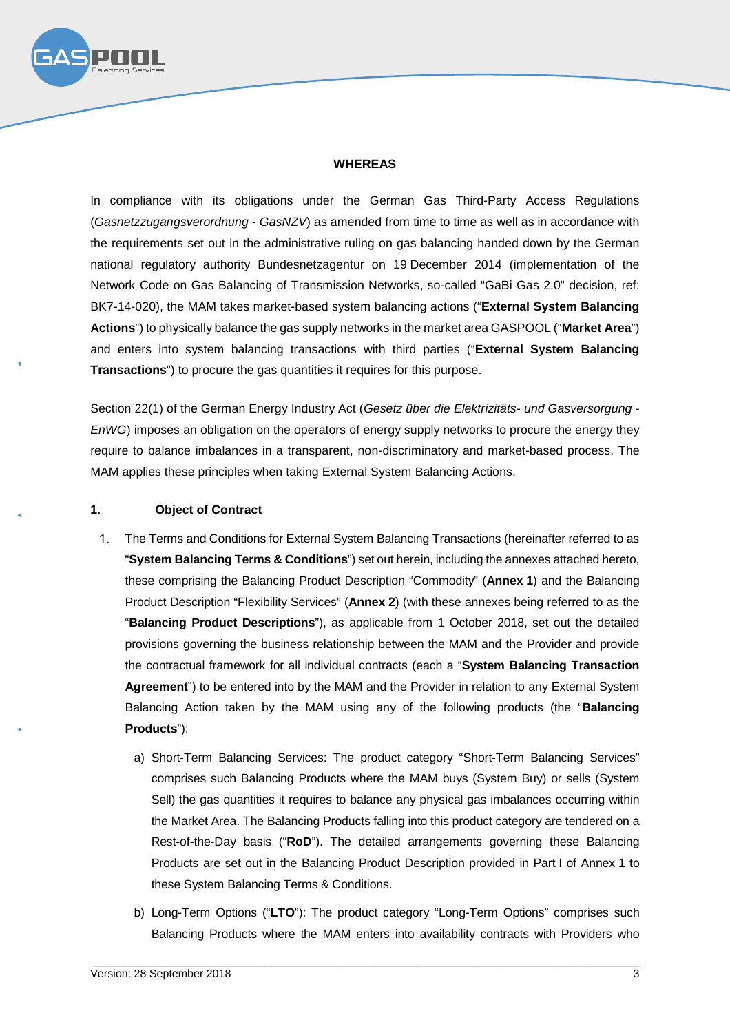**WHEREAS**

In compliance with its obligations under the German Gas Third-Party Access Regulations (*Gasnetzzugangsverordnung - GasNZV*) as amended from time to time as well as in accordance with the requirements set out in the administrative ruling on gas balancing handed down by the German national regulatory authority Bundesnetzagentur on 19 December 2014 (implementation of the Network Code on Gas Balancing of Transmission Networks, so-called "GaBi Gas 2.0" decision, ref: BK7-14-020), the MAM takes market-based system balancing actions ("**External System Balancing Actions**") to physically balance the gas supply networks in the market area GASPOOL ("**Market Area**") and enters into system balancing transactions with third parties ("**External System Balancing Transactions**") to procure the gas quantities it requires for this purpose.

Section 22(1) of the German Energy Industry Act (*Gesetz über die Elektrizitäts- und Gasversorgung - EnWG*) imposes an obligation on the operators of energy supply networks to procure the energy they require to balance imbalances in a transparent, non-discriminatory and market-based process. The MAM applies these principles when taking External System Balancing Actions.

## 1. Object of Contract

1. The Terms and Conditions for External System Balancing Transactions (hereinafter referred to as "**System Balancing Terms & Conditions**") set out herein, including the annexes attached hereto, these comprising the Balancing Product Description "Commodity" (**Annex 1**) and the Balancing Product Description "Flexibility Services" (**Annex 2**) (with these annexes being referred to as the "**Balancing Product Descriptions**"), as applicable from 1 October 2018, set out the detailed provisions governing the business relationship between the MAM and the Provider and provide the contractual framework for all individual contracts (each a "**System Balancing Transaction Agreement**") to be entered into by the MAM and the Provider in relation to any External System Balancing Action taken by the MAM using any of the following products (the "**Balancing Products**"):

   a) Short-Term Balancing Services: The product category "Short-Term Balancing Services" comprises such Balancing Products where the MAM buys (System Buy) or sells (System Sell) the gas quantities it requires to balance any physical gas imbalances occurring within the Market Area. The Balancing Products falling into this product category are tendered on a Rest-of-the-Day basis ("**RoD**"). The detailed arrangements governing these Balancing Products are set out in the Balancing Product Description provided in Part I of Annex 1 to these System Balancing Terms & Conditions.

   b) Long-Term Options ("**LTO**"): The product category "Long-Term Options" comprises such Balancing Products where the MAM enters into availability contracts with Providers who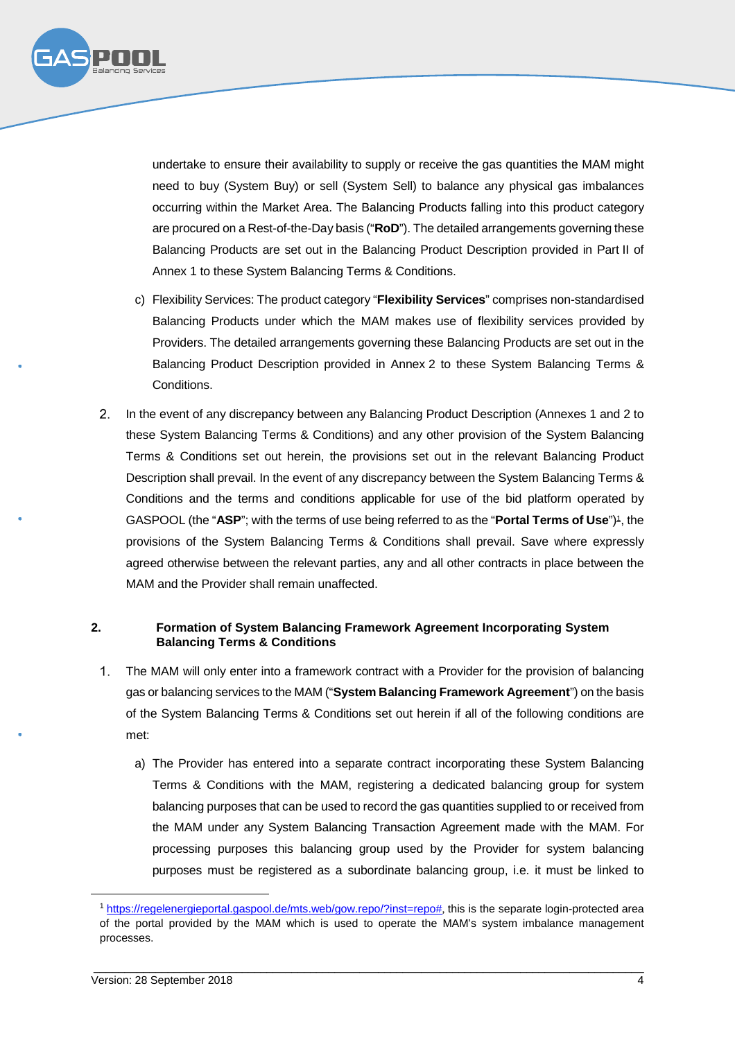undertake to ensure their availability to supply or receive the gas quantities the MAM might need to buy (System Buy) or sell (System Sell) to balance any physical gas imbalances occurring within the Market Area. The Balancing Products falling into this product category are procured on a Rest-of-the-Day basis ("**RoD**"). The detailed arrangements governing these Balancing Products are set out in the Balancing Product Description provided in Part II of Annex 1 to these System Balancing Terms & Conditions.

c) Flexibility Services: The product category "**Flexibility Services**" comprises non-standardised Balancing Products under which the MAM makes use of flexibility services provided by Providers. The detailed arrangements governing these Balancing Products are set out in the Balancing Product Description provided in Annex 2 to these System Balancing Terms & Conditions.

2. In the event of any discrepancy between any Balancing Product Description (Annexes 1 and 2 to these System Balancing Terms & Conditions) and any other provision of the System Balancing Terms & Conditions set out herein, the provisions set out in the relevant Balancing Product Description shall prevail. In the event of any discrepancy between the System Balancing Terms & Conditions and the terms and conditions applicable for use of the bid platform operated by GASPOOL (the "**ASP**"; with the terms of use being referred to as the "**Portal Terms of Use**")[1], the provisions of the System Balancing Terms & Conditions shall prevail. Save where expressly agreed otherwise between the relevant parties, any and all other contracts in place between the MAM and the Provider shall remain unaffected.

## 2. Formation of System Balancing Framework Agreement Incorporating System Balancing Terms & Conditions

1. The MAM will only enter into a framework contract with a Provider for the provision of balancing gas or balancing services to the MAM ("**System Balancing Framework Agreement**") on the basis of the System Balancing Terms & Conditions set out herein if all of the following conditions are met:

   a) The Provider has entered into a separate contract incorporating these System Balancing Terms & Conditions with the MAM, registering a dedicated balancing group for system balancing purposes that can be used to record the gas quantities supplied to or received from the MAM under any System Balancing Transaction Agreement made with the MAM. For processing purposes this balancing group used by the Provider for system balancing purposes must be registered as a subordinate balancing group, i.e. it must be linked to

---

[1] https://regelenergieportal.gaspool.de/mts.web/gow.repo/?inst=repo#, this is the separate login-protected area of the portal provided by the MAM which is used to operate the MAM's system imbalance management processes.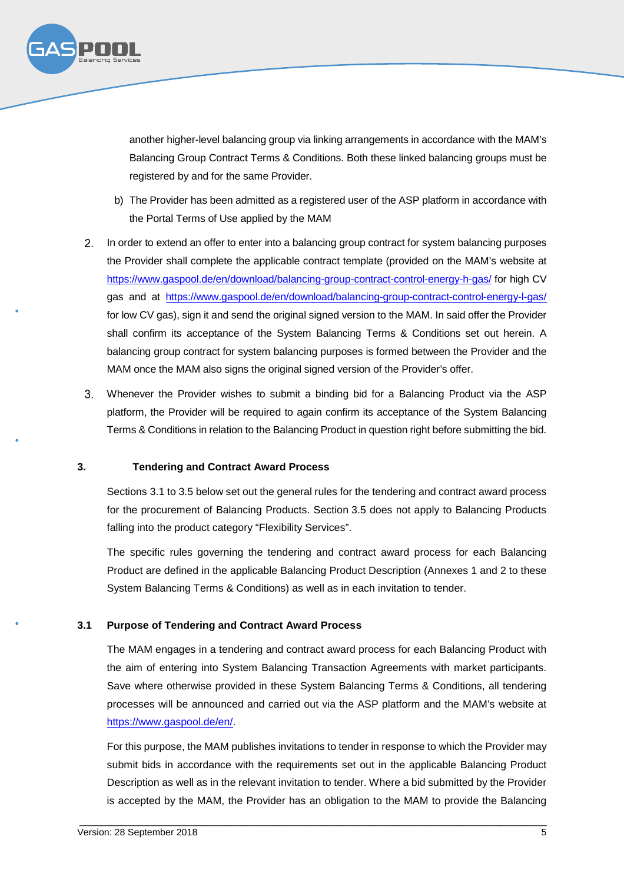another higher-level balancing group via linking arrangements in accordance with the MAM's Balancing Group Contract Terms & Conditions. Both these linked balancing groups must be registered by and for the same Provider.

b) The Provider has been admitted as a registered user of the ASP platform in accordance with the Portal Terms of Use applied by the MAM

2. In order to extend an offer to enter into a balancing group contract for system balancing purposes the Provider shall complete the applicable contract template (provided on the MAM's website at https://www.gaspool.de/en/download/balancing-group-contract-control-energy-h-gas/ for high CV gas and at https://www.gaspool.de/en/download/balancing-group-contract-control-energy-l-gas/ for low CV gas), sign it and send the original signed version to the MAM. In said offer the Provider shall confirm its acceptance of the System Balancing Terms & Conditions set out herein. A balancing group contract for system balancing purposes is formed between the Provider and the MAM once the MAM also signs the original signed version of the Provider's offer.

3. Whenever the Provider wishes to submit a binding bid for a Balancing Product via the ASP platform, the Provider will be required to again confirm its acceptance of the System Balancing Terms & Conditions in relation to the Balancing Product in question right before submitting the bid.

## 3. Tendering and Contract Award Process

Sections 3.1 to 3.5 below set out the general rules for the tendering and contract award process for the procurement of Balancing Products. Section 3.5 does not apply to Balancing Products falling into the product category "Flexibility Services".

The specific rules governing the tendering and contract award process for each Balancing Product are defined in the applicable Balancing Product Description (Annexes 1 and 2 to these System Balancing Terms & Conditions) as well as in each invitation to tender.

### 3.1 Purpose of Tendering and Contract Award Process

The MAM engages in a tendering and contract award process for each Balancing Product with the aim of entering into System Balancing Transaction Agreements with market participants. Save where otherwise provided in these System Balancing Terms & Conditions, all tendering processes will be announced and carried out via the ASP platform and the MAM's website at https://www.gaspool.de/en/.

For this purpose, the MAM publishes invitations to tender in response to which the Provider may submit bids in accordance with the requirements set out in the applicable Balancing Product Description as well as in the relevant invitation to tender. Where a bid submitted by the Provider is accepted by the MAM, the Provider has an obligation to the MAM to provide the Balancing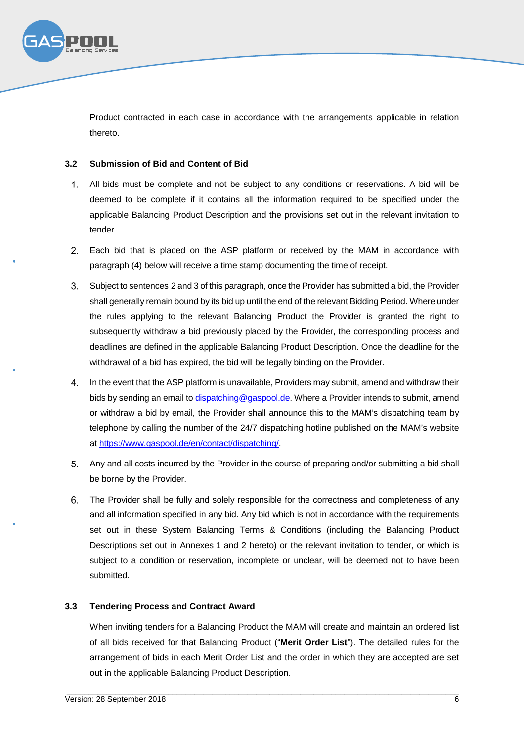Product contracted in each case in accordance with the arrangements applicable in relation thereto.

### 3.2 Submission of Bid and Content of Bid

1. All bids must be complete and not be subject to any conditions or reservations. A bid will be deemed to be complete if it contains all the information required to be specified under the applicable Balancing Product Description and the provisions set out in the relevant invitation to tender.

2. Each bid that is placed on the ASP platform or received by the MAM in accordance with paragraph (4) below will receive a time stamp documenting the time of receipt.

3. Subject to sentences 2 and 3 of this paragraph, once the Provider has submitted a bid, the Provider shall generally remain bound by its bid up until the end of the relevant Bidding Period. Where under the rules applying to the relevant Balancing Product the Provider is granted the right to subsequently withdraw a bid previously placed by the Provider, the corresponding process and deadlines are defined in the applicable Balancing Product Description. Once the deadline for the withdrawal of a bid has expired, the bid will be legally binding on the Provider.

4. In the event that the ASP platform is unavailable, Providers may submit, amend and withdraw their bids by sending an email to dispatching@gaspool.de. Where a Provider intends to submit, amend or withdraw a bid by email, the Provider shall announce this to the MAM's dispatching team by telephone by calling the number of the 24/7 dispatching hotline published on the MAM's website at https://www.gaspool.de/en/contact/dispatching/.

5. Any and all costs incurred by the Provider in the course of preparing and/or submitting a bid shall be borne by the Provider.

6. The Provider shall be fully and solely responsible for the correctness and completeness of any and all information specified in any bid. Any bid which is not in accordance with the requirements set out in these System Balancing Terms & Conditions (including the Balancing Product Descriptions set out in Annexes 1 and 2 hereto) or the relevant invitation to tender, or which is subject to a condition or reservation, incomplete or unclear, will be deemed not to have been submitted.

### 3.3 Tendering Process and Contract Award

When inviting tenders for a Balancing Product the MAM will create and maintain an ordered list of all bids received for that Balancing Product ("**Merit Order List**"). The detailed rules for the arrangement of bids in each Merit Order List and the order in which they are accepted are set out in the applicable Balancing Product Description.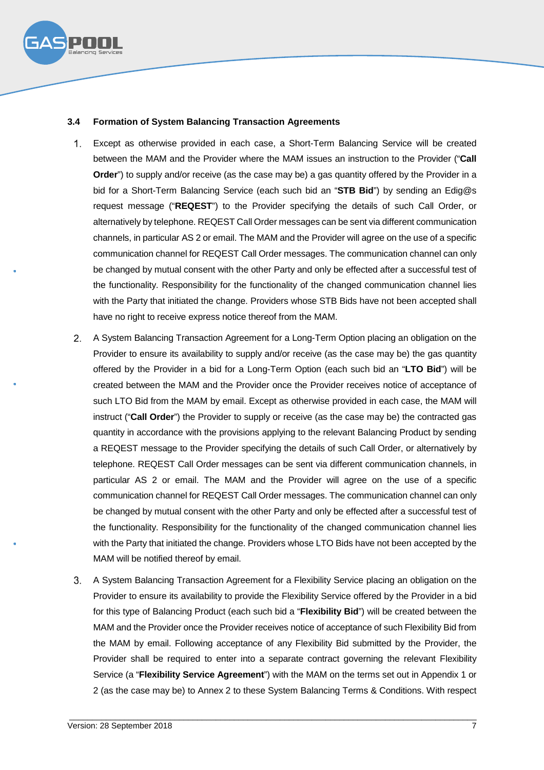### 3.4 Formation of System Balancing Transaction Agreements

1. Except as otherwise provided in each case, a Short-Term Balancing Service will be created between the MAM and the Provider where the MAM issues an instruction to the Provider ("**Call Order**") to supply and/or receive (as the case may be) a gas quantity offered by the Provider in a bid for a Short-Term Balancing Service (each such bid an "**STB Bid**") by sending an Edig@s request message ("**REQEST**") to the Provider specifying the details of such Call Order, or alternatively by telephone. REQEST Call Order messages can be sent via different communication channels, in particular AS 2 or email. The MAM and the Provider will agree on the use of a specific communication channel for REQEST Call Order messages. The communication channel can only be changed by mutual consent with the other Party and only be effected after a successful test of the functionality. Responsibility for the functionality of the changed communication channel lies with the Party that initiated the change. Providers whose STB Bids have not been accepted shall have no right to receive express notice thereof from the MAM.

2. A System Balancing Transaction Agreement for a Long-Term Option placing an obligation on the Provider to ensure its availability to supply and/or receive (as the case may be) the gas quantity offered by the Provider in a bid for a Long-Term Option (each such bid an "**LTO Bid**") will be created between the MAM and the Provider once the Provider receives notice of acceptance of such LTO Bid from the MAM by email. Except as otherwise provided in each case, the MAM will instruct ("**Call Order**") the Provider to supply or receive (as the case may be) the contracted gas quantity in accordance with the provisions applying to the relevant Balancing Product by sending a REQEST message to the Provider specifying the details of such Call Order, or alternatively by telephone. REQEST Call Order messages can be sent via different communication channels, in particular AS 2 or email. The MAM and the Provider will agree on the use of a specific communication channel for REQEST Call Order messages. The communication channel can only be changed by mutual consent with the other Party and only be effected after a successful test of the functionality. Responsibility for the functionality of the changed communication channel lies with the Party that initiated the change. Providers whose LTO Bids have not been accepted by the MAM will be notified thereof by email.

3. A System Balancing Transaction Agreement for a Flexibility Service placing an obligation on the Provider to ensure its availability to provide the Flexibility Service offered by the Provider in a bid for this type of Balancing Product (each such bid a "**Flexibility Bid**") will be created between the MAM and the Provider once the Provider receives notice of acceptance of such Flexibility Bid from the MAM by email. Following acceptance of any Flexibility Bid submitted by the Provider, the Provider shall be required to enter into a separate contract governing the relevant Flexibility Service (a "**Flexibility Service Agreement**") with the MAM on the terms set out in Appendix 1 or 2 (as the case may be) to Annex 2 to these System Balancing Terms & Conditions. With respect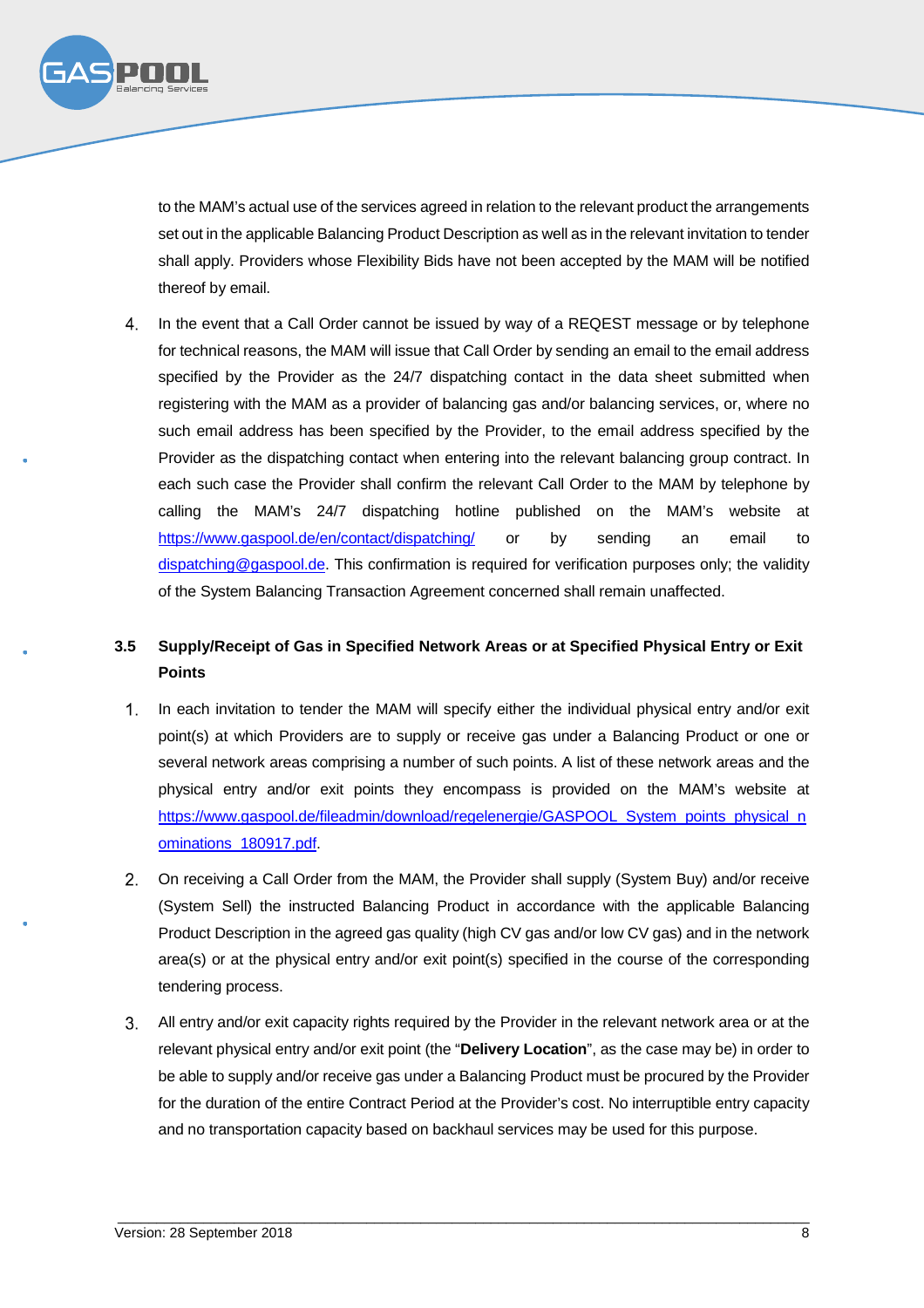to the MAM's actual use of the services agreed in relation to the relevant product the arrangements set out in the applicable Balancing Product Description as well as in the relevant invitation to tender shall apply. Providers whose Flexibility Bids have not been accepted by the MAM will be notified thereof by email.

4. In the event that a Call Order cannot be issued by way of a REQEST message or by telephone for technical reasons, the MAM will issue that Call Order by sending an email to the email address specified by the Provider as the 24/7 dispatching contact in the data sheet submitted when registering with the MAM as a provider of balancing gas and/or balancing services, or, where no such email address has been specified by the Provider, to the email address specified by the Provider as the dispatching contact when entering into the relevant balancing group contract. In each such case the Provider shall confirm the relevant Call Order to the MAM by telephone by calling the MAM's 24/7 dispatching hotline published on the MAM's website at https://www.gaspool.de/en/contact/dispatching/ or by sending an email to dispatching@gaspool.de. This confirmation is required for verification purposes only; the validity of the System Balancing Transaction Agreement concerned shall remain unaffected.

### 3.5 Supply/Receipt of Gas in Specified Network Areas or at Specified Physical Entry or Exit Points

1. In each invitation to tender the MAM will specify either the individual physical entry and/or exit point(s) at which Providers are to supply or receive gas under a Balancing Product or one or several network areas comprising a number of such points. A list of these network areas and the physical entry and/or exit points they encompass is provided on the MAM's website at https://www.gaspool.de/fileadmin/download/regelenergie/GASPOOL_System_points_physical_nominations_180917.pdf.

2. On receiving a Call Order from the MAM, the Provider shall supply (System Buy) and/or receive (System Sell) the instructed Balancing Product in accordance with the applicable Balancing Product Description in the agreed gas quality (high CV gas and/or low CV gas) and in the network area(s) or at the physical entry and/or exit point(s) specified in the course of the corresponding tendering process.

3. All entry and/or exit capacity rights required by the Provider in the relevant network area or at the relevant physical entry and/or exit point (the "**Delivery Location**", as the case may be) in order to be able to supply and/or receive gas under a Balancing Product must be procured by the Provider for the duration of the entire Contract Period at the Provider's cost. No interruptible entry capacity and no transportation capacity based on backhaul services may be used for this purpose.

Version: 28 September 2018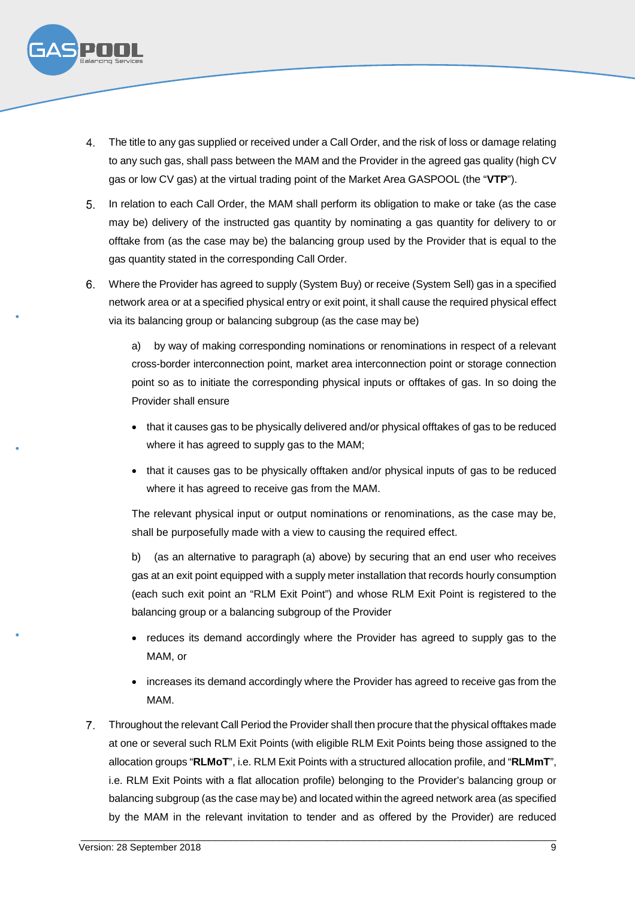4. The title to any gas supplied or received under a Call Order, and the risk of loss or damage relating to any such gas, shall pass between the MAM and the Provider in the agreed gas quality (high CV gas or low CV gas) at the virtual trading point of the Market Area GASPOOL (the "**VTP**").

5. In relation to each Call Order, the MAM shall perform its obligation to make or take (as the case may be) delivery of the instructed gas quantity by nominating a gas quantity for delivery to or offtake from (as the case may be) the balancing group used by the Provider that is equal to the gas quantity stated in the corresponding Call Order.

6. Where the Provider has agreed to supply (System Buy) or receive (System Sell) gas in a specified network area or at a specified physical entry or exit point, it shall cause the required physical effect via its balancing group or balancing subgroup (as the case may be)

   a) by way of making corresponding nominations or renominations in respect of a relevant cross-border interconnection point, market area interconnection point or storage connection point so as to initiate the corresponding physical inputs or offtakes of gas. In so doing the Provider shall ensure

   - that it causes gas to be physically delivered and/or physical offtakes of gas to be reduced where it has agreed to supply gas to the MAM;
   - that it causes gas to be physically offtaken and/or physical inputs of gas to be reduced where it has agreed to receive gas from the MAM.

   The relevant physical input or output nominations or renominations, as the case may be, shall be purposefully made with a view to causing the required effect.

   b) (as an alternative to paragraph (a) above) by securing that an end user who receives gas at an exit point equipped with a supply meter installation that records hourly consumption (each such exit point an "RLM Exit Point") and whose RLM Exit Point is registered to the balancing group or a balancing subgroup of the Provider

   - reduces its demand accordingly where the Provider has agreed to supply gas to the MAM, or
   - increases its demand accordingly where the Provider has agreed to receive gas from the MAM.

7. Throughout the relevant Call Period the Provider shall then procure that the physical offtakes made at one or several such RLM Exit Points (with eligible RLM Exit Points being those assigned to the allocation groups "**RLMoT**", i.e. RLM Exit Points with a structured allocation profile, and "**RLMmT**", i.e. RLM Exit Points with a flat allocation profile) belonging to the Provider's balancing group or balancing subgroup (as the case may be) and located within the agreed network area (as specified by the MAM in the relevant invitation to tender and as offered by the Provider) are reduced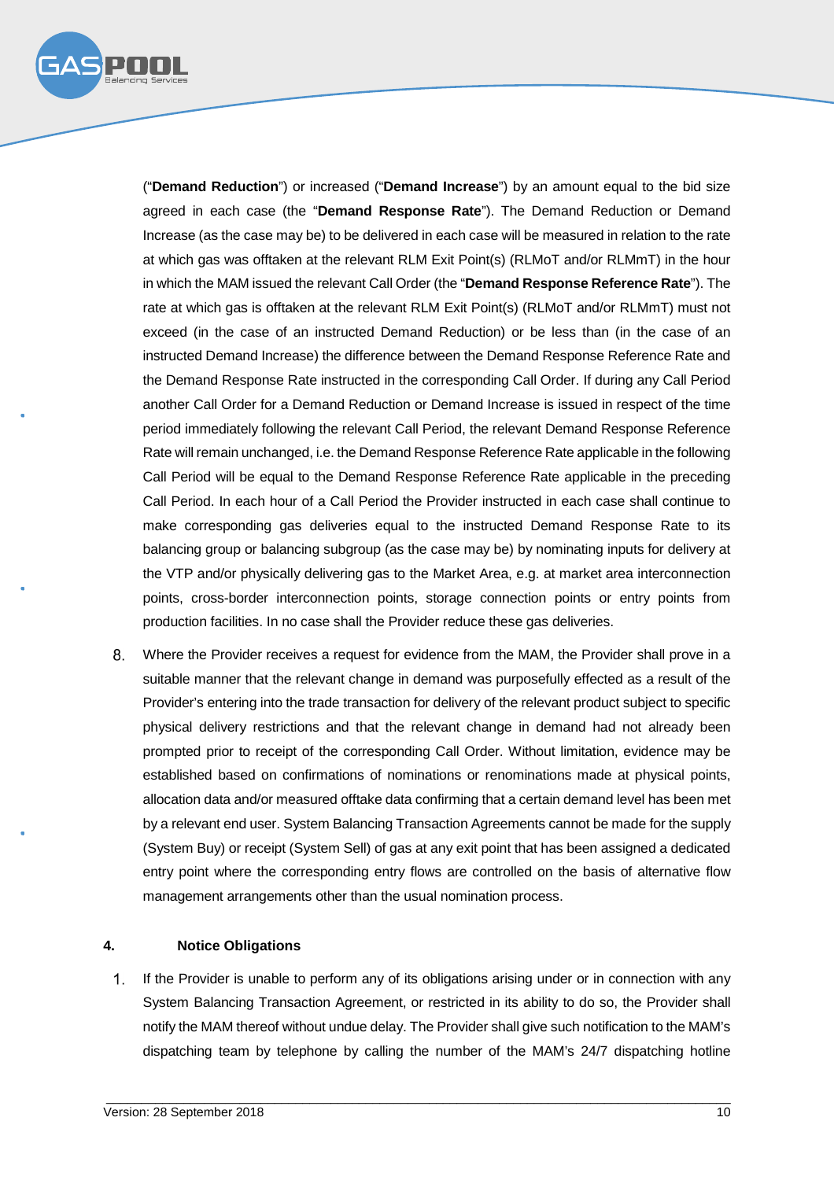("**Demand Reduction**") or increased ("**Demand Increase**") by an amount equal to the bid size agreed in each case (the "**Demand Response Rate**"). The Demand Reduction or Demand Increase (as the case may be) to be delivered in each case will be measured in relation to the rate at which gas was offtaken at the relevant RLM Exit Point(s) (RLMoT and/or RLMmT) in the hour in which the MAM issued the relevant Call Order (the "**Demand Response Reference Rate**"). The rate at which gas is offtaken at the relevant RLM Exit Point(s) (RLMoT and/or RLMmT) must not exceed (in the case of an instructed Demand Reduction) or be less than (in the case of an instructed Demand Increase) the difference between the Demand Response Reference Rate and the Demand Response Rate instructed in the corresponding Call Order. If during any Call Period another Call Order for a Demand Reduction or Demand Increase is issued in respect of the time period immediately following the relevant Call Period, the relevant Demand Response Reference Rate will remain unchanged, i.e. the Demand Response Reference Rate applicable in the following Call Period will be equal to the Demand Response Reference Rate applicable in the preceding Call Period. In each hour of a Call Period the Provider instructed in each case shall continue to make corresponding gas deliveries equal to the instructed Demand Response Rate to its balancing group or balancing subgroup (as the case may be) by nominating inputs for delivery at the VTP and/or physically delivering gas to the Market Area, e.g. at market area interconnection points, cross-border interconnection points, storage connection points or entry points from production facilities. In no case shall the Provider reduce these gas deliveries.

8. Where the Provider receives a request for evidence from the MAM, the Provider shall prove in a suitable manner that the relevant change in demand was purposefully effected as a result of the Provider's entering into the trade transaction for delivery of the relevant product subject to specific physical delivery restrictions and that the relevant change in demand had not already been prompted prior to receipt of the corresponding Call Order. Without limitation, evidence may be established based on confirmations of nominations or renominations made at physical points, allocation data and/or measured offtake data confirming that a certain demand level has been met by a relevant end user. System Balancing Transaction Agreements cannot be made for the supply (System Buy) or receipt (System Sell) of gas at any exit point that has been assigned a dedicated entry point where the corresponding entry flows are controlled on the basis of alternative flow management arrangements other than the usual nomination process.

## 4. Notice Obligations

1. If the Provider is unable to perform any of its obligations arising under or in connection with any System Balancing Transaction Agreement, or restricted in its ability to do so, the Provider shall notify the MAM thereof without undue delay. The Provider shall give such notification to the MAM's dispatching team by telephone by calling the number of the MAM's 24/7 dispatching hotline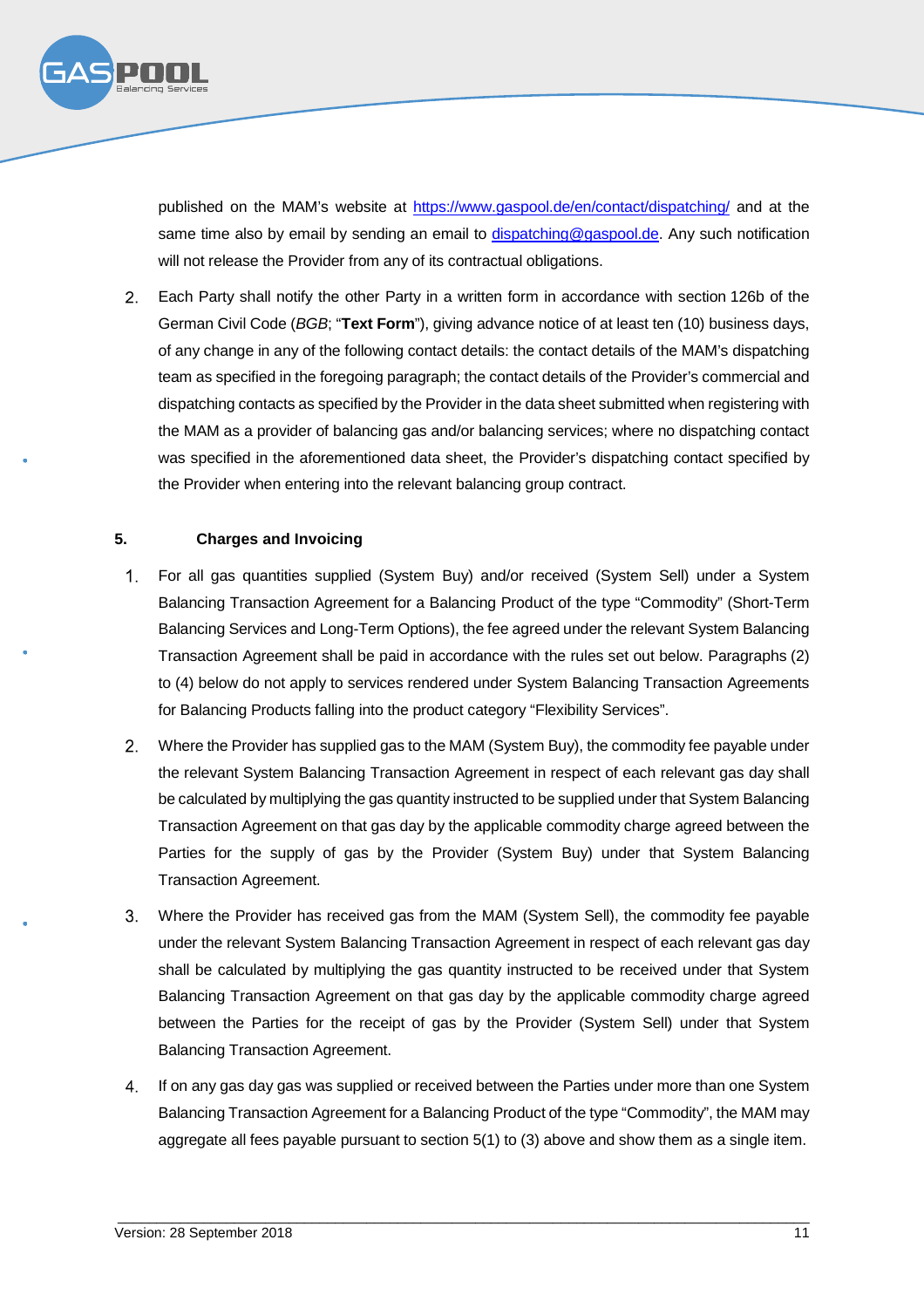published on the MAM's website at https://www.gaspool.de/en/contact/dispatching/ and at the same time also by email by sending an email to dispatching@gaspool.de. Any such notification will not release the Provider from any of its contractual obligations.

2. Each Party shall notify the other Party in a written form in accordance with section 126b of the German Civil Code (*BGB*; "**Text Form**"), giving advance notice of at least ten (10) business days, of any change in any of the following contact details: the contact details of the MAM's dispatching team as specified in the foregoing paragraph; the contact details of the Provider's commercial and dispatching contacts as specified by the Provider in the data sheet submitted when registering with the MAM as a provider of balancing gas and/or balancing services; where no dispatching contact was specified in the aforementioned data sheet, the Provider's dispatching contact specified by the Provider when entering into the relevant balancing group contract.

## 5. Charges and Invoicing

1. For all gas quantities supplied (System Buy) and/or received (System Sell) under a System Balancing Transaction Agreement for a Balancing Product of the type "Commodity" (Short-Term Balancing Services and Long-Term Options), the fee agreed under the relevant System Balancing Transaction Agreement shall be paid in accordance with the rules set out below. Paragraphs (2) to (4) below do not apply to services rendered under System Balancing Transaction Agreements for Balancing Products falling into the product category "Flexibility Services".

2. Where the Provider has supplied gas to the MAM (System Buy), the commodity fee payable under the relevant System Balancing Transaction Agreement in respect of each relevant gas day shall be calculated by multiplying the gas quantity instructed to be supplied under that System Balancing Transaction Agreement on that gas day by the applicable commodity charge agreed between the Parties for the supply of gas by the Provider (System Buy) under that System Balancing Transaction Agreement.

3. Where the Provider has received gas from the MAM (System Sell), the commodity fee payable under the relevant System Balancing Transaction Agreement in respect of each relevant gas day shall be calculated by multiplying the gas quantity instructed to be received under that System Balancing Transaction Agreement on that gas day by the applicable commodity charge agreed between the Parties for the receipt of gas by the Provider (System Sell) under that System Balancing Transaction Agreement.

4. If on any gas day gas was supplied or received between the Parties under more than one System Balancing Transaction Agreement for a Balancing Product of the type "Commodity", the MAM may aggregate all fees payable pursuant to section 5(1) to (3) above and show them as a single item.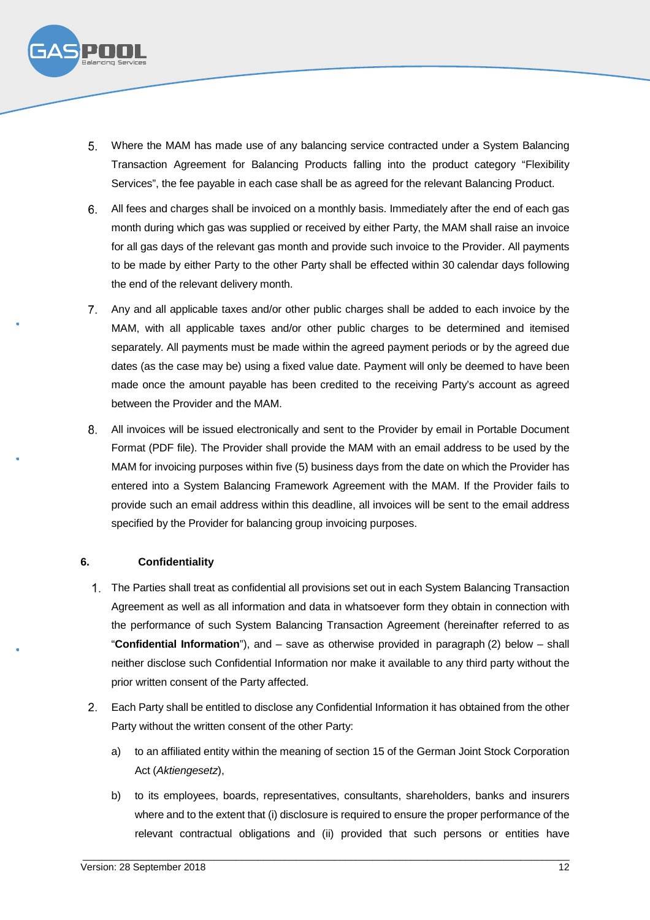5. Where the MAM has made use of any balancing service contracted under a System Balancing Transaction Agreement for Balancing Products falling into the product category "Flexibility Services", the fee payable in each case shall be as agreed for the relevant Balancing Product.

6. All fees and charges shall be invoiced on a monthly basis. Immediately after the end of each gas month during which gas was supplied or received by either Party, the MAM shall raise an invoice for all gas days of the relevant gas month and provide such invoice to the Provider. All payments to be made by either Party to the other Party shall be effected within 30 calendar days following the end of the relevant delivery month.

7. Any and all applicable taxes and/or other public charges shall be added to each invoice by the MAM, with all applicable taxes and/or other public charges to be determined and itemised separately. All payments must be made within the agreed payment periods or by the agreed due dates (as the case may be) using a fixed value date. Payment will only be deemed to have been made once the amount payable has been credited to the receiving Party's account as agreed between the Provider and the MAM.

8. All invoices will be issued electronically and sent to the Provider by email in Portable Document Format (PDF file). The Provider shall provide the MAM with an email address to be used by the MAM for invoicing purposes within five (5) business days from the date on which the Provider has entered into a System Balancing Framework Agreement with the MAM. If the Provider fails to provide such an email address within this deadline, all invoices will be sent to the email address specified by the Provider for balancing group invoicing purposes.

## 6. Confidentiality

1. The Parties shall treat as confidential all provisions set out in each System Balancing Transaction Agreement as well as all information and data in whatsoever form they obtain in connection with the performance of such System Balancing Transaction Agreement (hereinafter referred to as "**Confidential Information**"), and – save as otherwise provided in paragraph (2) below – shall neither disclose such Confidential Information nor make it available to any third party without the prior written consent of the Party affected.

2. Each Party shall be entitled to disclose any Confidential Information it has obtained from the other Party without the written consent of the other Party:

   a) to an affiliated entity within the meaning of section 15 of the German Joint Stock Corporation Act (*Aktiengesetz*),

   b) to its employees, boards, representatives, consultants, shareholders, banks and insurers where and to the extent that (i) disclosure is required to ensure the proper performance of the relevant contractual obligations and (ii) provided that such persons or entities have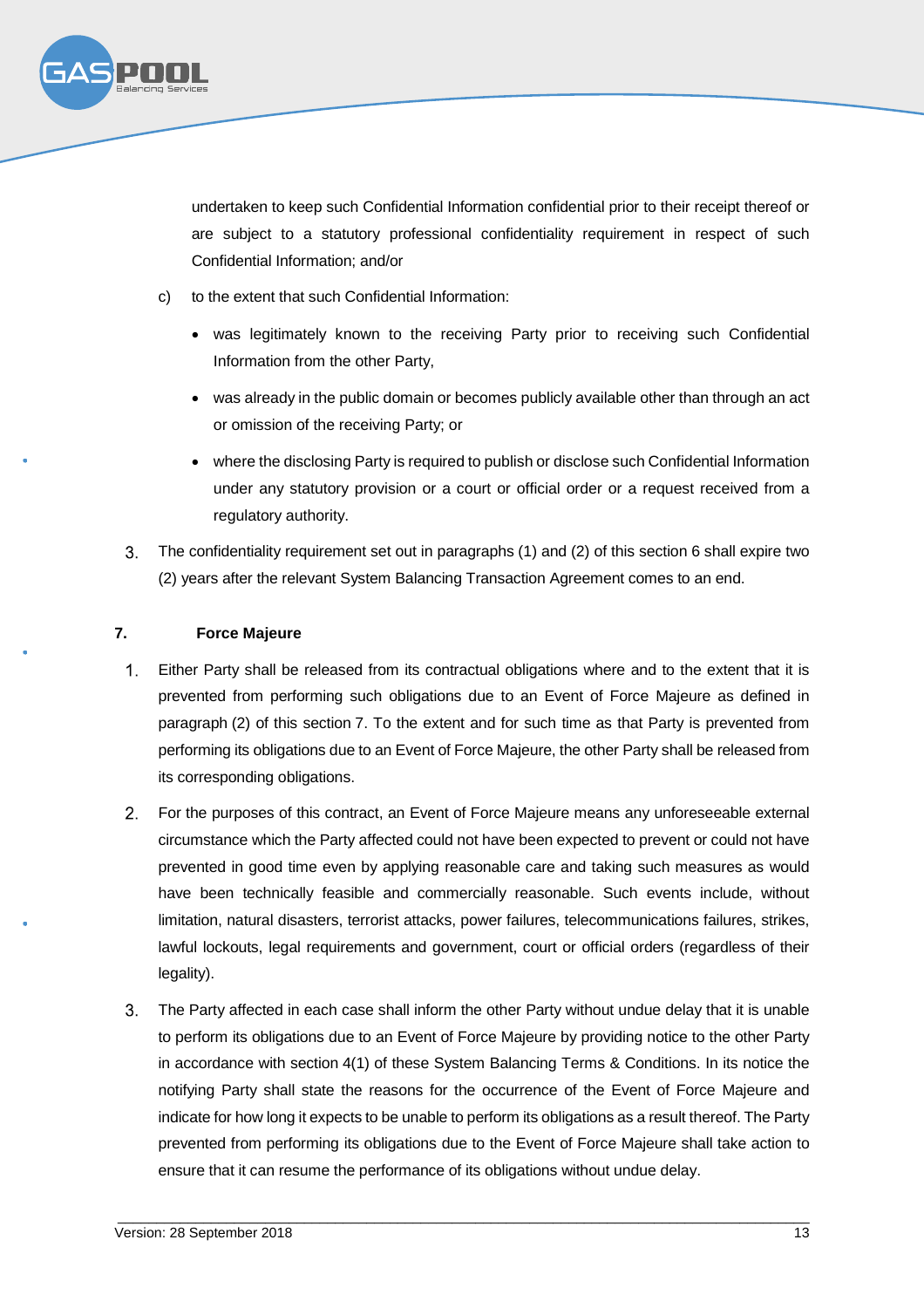undertaken to keep such Confidential Information confidential prior to their receipt thereof or are subject to a statutory professional confidentiality requirement in respect of such Confidential Information; and/or

c) to the extent that such Confidential Information:

- was legitimately known to the receiving Party prior to receiving such Confidential Information from the other Party,
- was already in the public domain or becomes publicly available other than through an act or omission of the receiving Party; or
- where the disclosing Party is required to publish or disclose such Confidential Information under any statutory provision or a court or official order or a request received from a regulatory authority.

3. The confidentiality requirement set out in paragraphs (1) and (2) of this section 6 shall expire two (2) years after the relevant System Balancing Transaction Agreement comes to an end.

## 7. Force Majeure

1. Either Party shall be released from its contractual obligations where and to the extent that it is prevented from performing such obligations due to an Event of Force Majeure as defined in paragraph (2) of this section 7. To the extent and for such time as that Party is prevented from performing its obligations due to an Event of Force Majeure, the other Party shall be released from its corresponding obligations.

2. For the purposes of this contract, an Event of Force Majeure means any unforeseeable external circumstance which the Party affected could not have been expected to prevent or could not have prevented in good time even by applying reasonable care and taking such measures as would have been technically feasible and commercially reasonable. Such events include, without limitation, natural disasters, terrorist attacks, power failures, telecommunications failures, strikes, lawful lockouts, legal requirements and government, court or official orders (regardless of their legality).

3. The Party affected in each case shall inform the other Party without undue delay that it is unable to perform its obligations due to an Event of Force Majeure by providing notice to the other Party in accordance with section 4(1) of these System Balancing Terms & Conditions. In its notice the notifying Party shall state the reasons for the occurrence of the Event of Force Majeure and indicate for how long it expects to be unable to perform its obligations as a result thereof. The Party prevented from performing its obligations due to the Event of Force Majeure shall take action to ensure that it can resume the performance of its obligations without undue delay.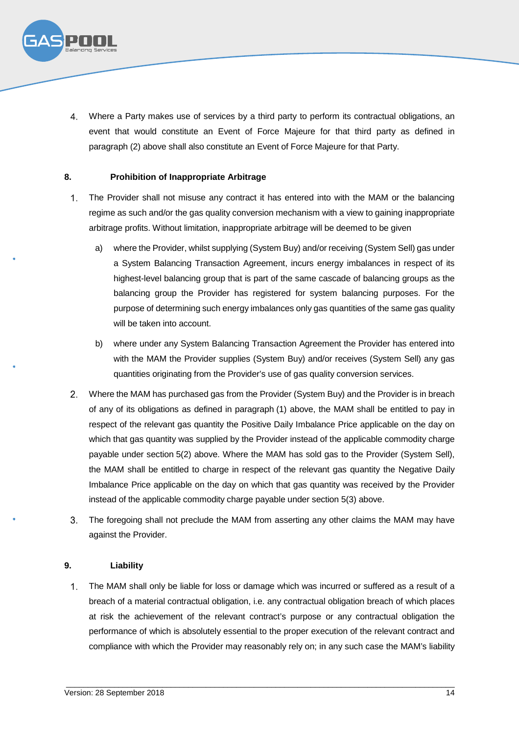4. Where a Party makes use of services by a third party to perform its contractual obligations, an event that would constitute an Event of Force Majeure for that third party as defined in paragraph (2) above shall also constitute an Event of Force Majeure for that Party.

## 8. Prohibition of Inappropriate Arbitrage

1. The Provider shall not misuse any contract it has entered into with the MAM or the balancing regime as such and/or the gas quality conversion mechanism with a view to gaining inappropriate arbitrage profits. Without limitation, inappropriate arbitrage will be deemed to be given

   a) where the Provider, whilst supplying (System Buy) and/or receiving (System Sell) gas under a System Balancing Transaction Agreement, incurs energy imbalances in respect of its highest-level balancing group that is part of the same cascade of balancing groups as the balancing group the Provider has registered for system balancing purposes. For the purpose of determining such energy imbalances only gas quantities of the same gas quality will be taken into account.

   b) where under any System Balancing Transaction Agreement the Provider has entered into with the MAM the Provider supplies (System Buy) and/or receives (System Sell) any gas quantities originating from the Provider's use of gas quality conversion services.

2. Where the MAM has purchased gas from the Provider (System Buy) and the Provider is in breach of any of its obligations as defined in paragraph (1) above, the MAM shall be entitled to pay in respect of the relevant gas quantity the Positive Daily Imbalance Price applicable on the day on which that gas quantity was supplied by the Provider instead of the applicable commodity charge payable under section 5(2) above. Where the MAM has sold gas to the Provider (System Sell), the MAM shall be entitled to charge in respect of the relevant gas quantity the Negative Daily Imbalance Price applicable on the day on which that gas quantity was received by the Provider instead of the applicable commodity charge payable under section 5(3) above.

3. The foregoing shall not preclude the MAM from asserting any other claims the MAM may have against the Provider.

## 9. Liability

1. The MAM shall only be liable for loss or damage which was incurred or suffered as a result of a breach of a material contractual obligation, i.e. any contractual obligation breach of which places at risk the achievement of the relevant contract's purpose or any contractual obligation the performance of which is absolutely essential to the proper execution of the relevant contract and compliance with which the Provider may reasonably rely on; in any such case the MAM's liability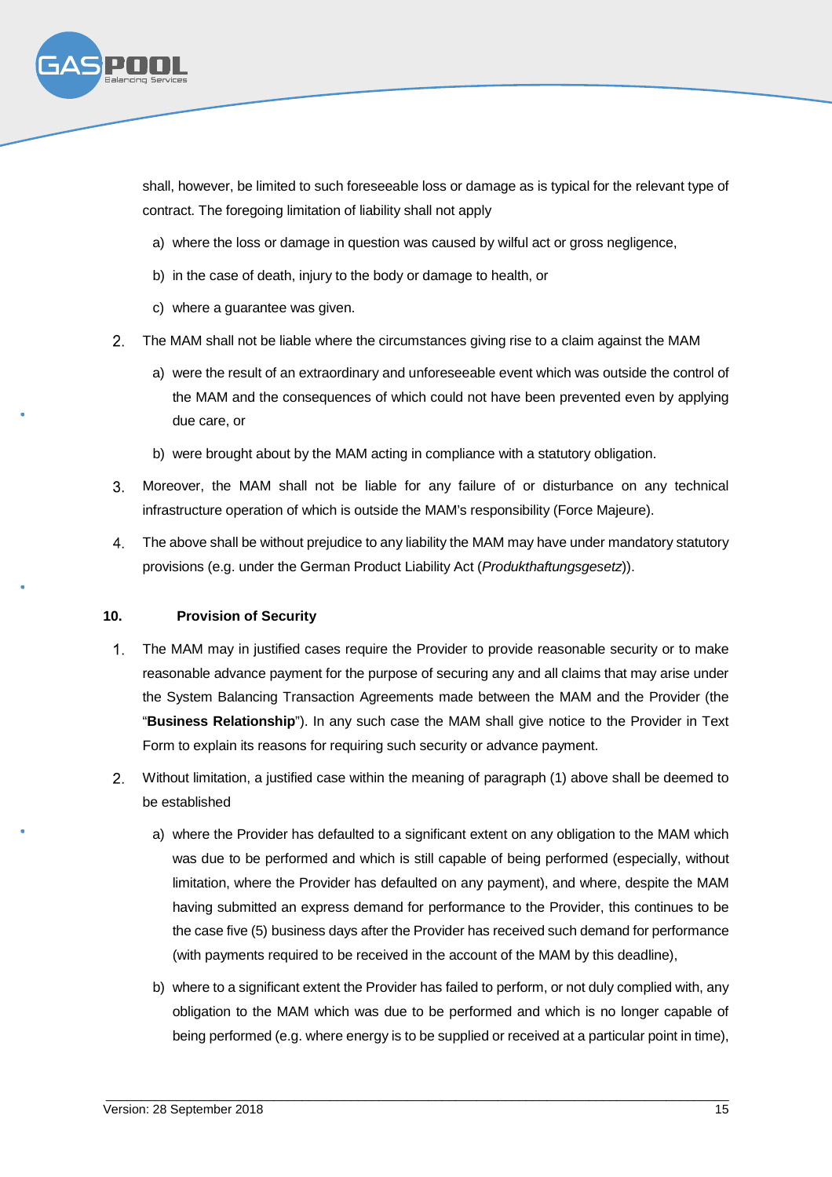shall, however, be limited to such foreseeable loss or damage as is typical for the relevant type of contract. The foregoing limitation of liability shall not apply

a) where the loss or damage in question was caused by wilful act or gross negligence,

b) in the case of death, injury to the body or damage to health, or

c) where a guarantee was given.

2. The MAM shall not be liable where the circumstances giving rise to a claim against the MAM

   a) were the result of an extraordinary and unforeseeable event which was outside the control of the MAM and the consequences of which could not have been prevented even by applying due care, or

   b) were brought about by the MAM acting in compliance with a statutory obligation.

3. Moreover, the MAM shall not be liable for any failure of or disturbance on any technical infrastructure operation of which is outside the MAM's responsibility (Force Majeure).

4. The above shall be without prejudice to any liability the MAM may have under mandatory statutory provisions (e.g. under the German Product Liability Act (*Produkthaftungsgesetz*)).

## 10. Provision of Security

1. The MAM may in justified cases require the Provider to provide reasonable security or to make reasonable advance payment for the purpose of securing any and all claims that may arise under the System Balancing Transaction Agreements made between the MAM and the Provider (the "**Business Relationship**"). In any such case the MAM shall give notice to the Provider in Text Form to explain its reasons for requiring such security or advance payment.

2. Without limitation, a justified case within the meaning of paragraph (1) above shall be deemed to be established

   a) where the Provider has defaulted to a significant extent on any obligation to the MAM which was due to be performed and which is still capable of being performed (especially, without limitation, where the Provider has defaulted on any payment), and where, despite the MAM having submitted an express demand for performance to the Provider, this continues to be the case five (5) business days after the Provider has received such demand for performance (with payments required to be received in the account of the MAM by this deadline),

   b) where to a significant extent the Provider has failed to perform, or not duly complied with, any obligation to the MAM which was due to be performed and which is no longer capable of being performed (e.g. where energy is to be supplied or received at a particular point in time),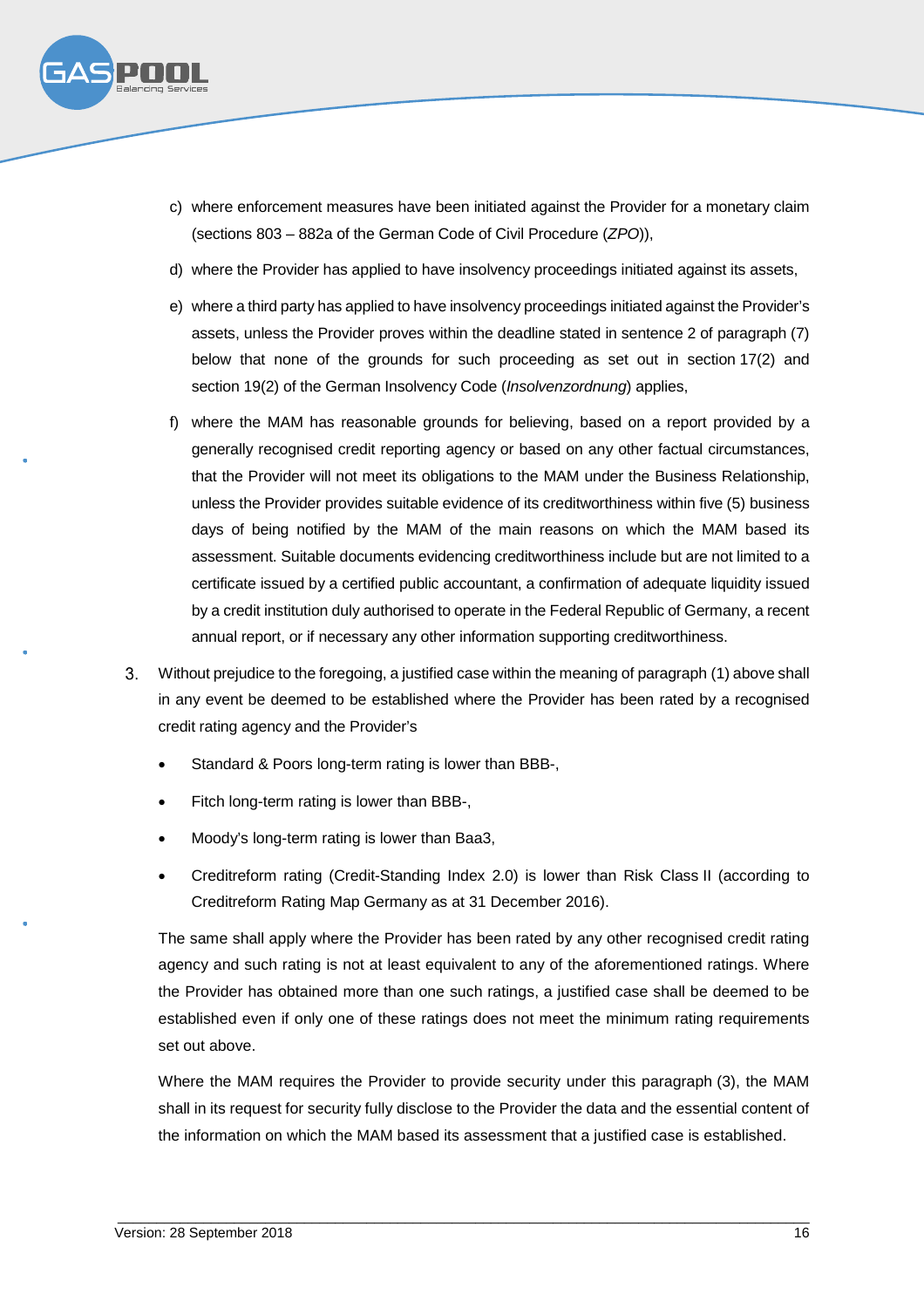c) where enforcement measures have been initiated against the Provider for a monetary claim (sections 803 – 882a of the German Code of Civil Procedure (*ZPO*)),

d) where the Provider has applied to have insolvency proceedings initiated against its assets,

e) where a third party has applied to have insolvency proceedings initiated against the Provider's assets, unless the Provider proves within the deadline stated in sentence 2 of paragraph (7) below that none of the grounds for such proceeding as set out in section 17(2) and section 19(2) of the German Insolvency Code (*Insolvenzordnung*) applies,

f) where the MAM has reasonable grounds for believing, based on a report provided by a generally recognised credit reporting agency or based on any other factual circumstances, that the Provider will not meet its obligations to the MAM under the Business Relationship, unless the Provider provides suitable evidence of its creditworthiness within five (5) business days of being notified by the MAM of the main reasons on which the MAM based its assessment. Suitable documents evidencing creditworthiness include but are not limited to a certificate issued by a certified public accountant, a confirmation of adequate liquidity issued by a credit institution duly authorised to operate in the Federal Republic of Germany, a recent annual report, or if necessary any other information supporting creditworthiness.

3. Without prejudice to the foregoing, a justified case within the meaning of paragraph (1) above shall in any event be deemed to be established where the Provider has been rated by a recognised credit rating agency and the Provider's

- Standard & Poors long-term rating is lower than BBB-,
- Fitch long-term rating is lower than BBB-,
- Moody's long-term rating is lower than Baa3,
- Creditreform rating (Credit-Standing Index 2.0) is lower than Risk Class II (according to Creditreform Rating Map Germany as at 31 December 2016).

The same shall apply where the Provider has been rated by any other recognised credit rating agency and such rating is not at least equivalent to any of the aforementioned ratings. Where the Provider has obtained more than one such ratings, a justified case shall be deemed to be established even if only one of these ratings does not meet the minimum rating requirements set out above.

Where the MAM requires the Provider to provide security under this paragraph (3), the MAM shall in its request for security fully disclose to the Provider the data and the essential content of the information on which the MAM based its assessment that a justified case is established.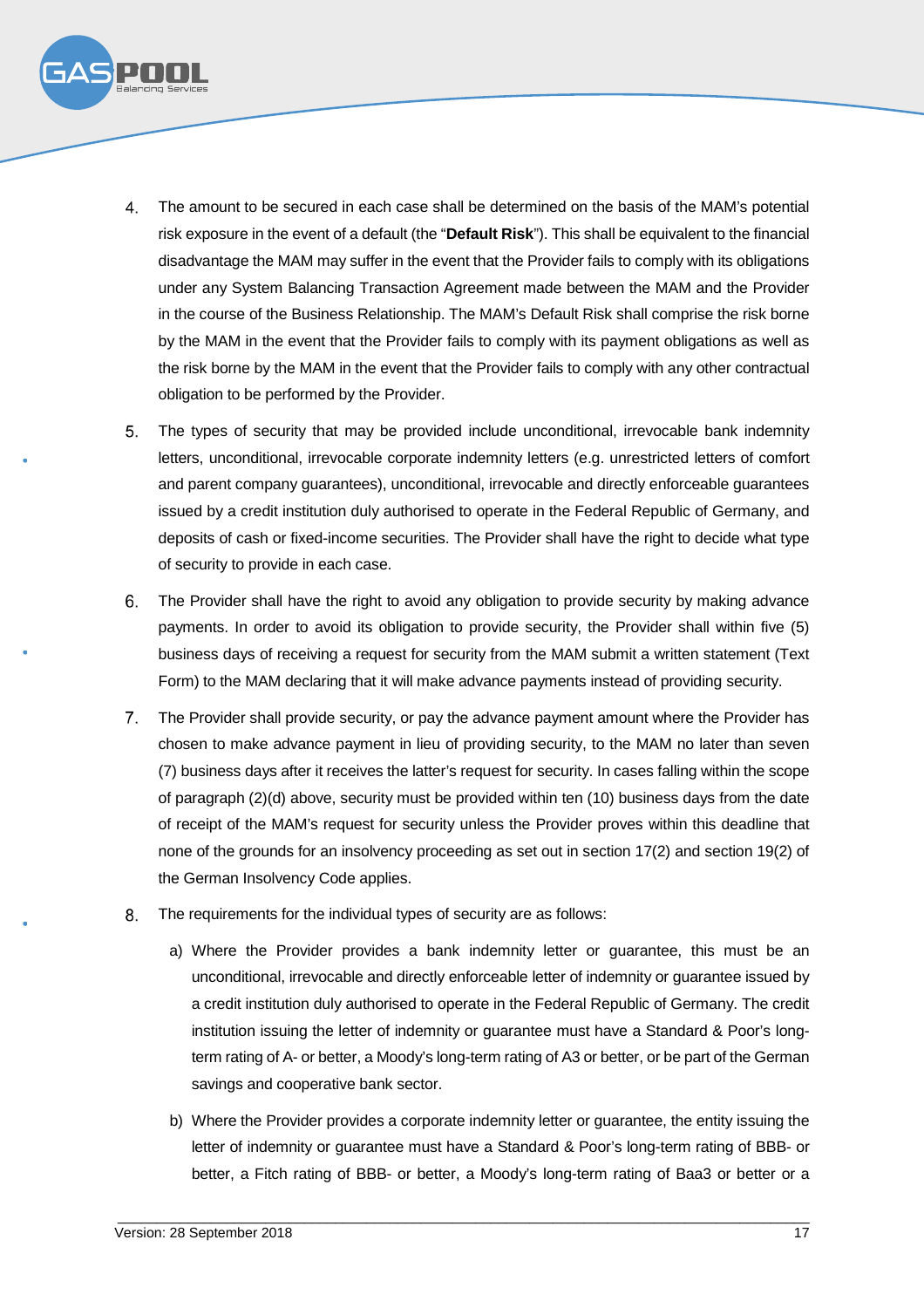4. The amount to be secured in each case shall be determined on the basis of the MAM's potential risk exposure in the event of a default (the "**Default Risk**"). This shall be equivalent to the financial disadvantage the MAM may suffer in the event that the Provider fails to comply with its obligations under any System Balancing Transaction Agreement made between the MAM and the Provider in the course of the Business Relationship. The MAM's Default Risk shall comprise the risk borne by the MAM in the event that the Provider fails to comply with its payment obligations as well as the risk borne by the MAM in the event that the Provider fails to comply with any other contractual obligation to be performed by the Provider.

5. The types of security that may be provided include unconditional, irrevocable bank indemnity letters, unconditional, irrevocable corporate indemnity letters (e.g. unrestricted letters of comfort and parent company guarantees), unconditional, irrevocable and directly enforceable guarantees issued by a credit institution duly authorised to operate in the Federal Republic of Germany, and deposits of cash or fixed-income securities. The Provider shall have the right to decide what type of security to provide in each case.

6. The Provider shall have the right to avoid any obligation to provide security by making advance payments. In order to avoid its obligation to provide security, the Provider shall within five (5) business days of receiving a request for security from the MAM submit a written statement (Text Form) to the MAM declaring that it will make advance payments instead of providing security.

7. The Provider shall provide security, or pay the advance payment amount where the Provider has chosen to make advance payment in lieu of providing security, to the MAM no later than seven (7) business days after it receives the latter's request for security. In cases falling within the scope of paragraph (2)(d) above, security must be provided within ten (10) business days from the date of receipt of the MAM's request for security unless the Provider proves within this deadline that none of the grounds for an insolvency proceeding as set out in section 17(2) and section 19(2) of the German Insolvency Code applies.

8. The requirements for the individual types of security are as follows:

   a) Where the Provider provides a bank indemnity letter or guarantee, this must be an unconditional, irrevocable and directly enforceable letter of indemnity or guarantee issued by a credit institution duly authorised to operate in the Federal Republic of Germany. The credit institution issuing the letter of indemnity or guarantee must have a Standard & Poor's long-term rating of A- or better, a Moody's long-term rating of A3 or better, or be part of the German savings and cooperative bank sector.

   b) Where the Provider provides a corporate indemnity letter or guarantee, the entity issuing the letter of indemnity or guarantee must have a Standard & Poor's long-term rating of BBB- or better, a Fitch rating of BBB- or better, a Moody's long-term rating of Baa3 or better or a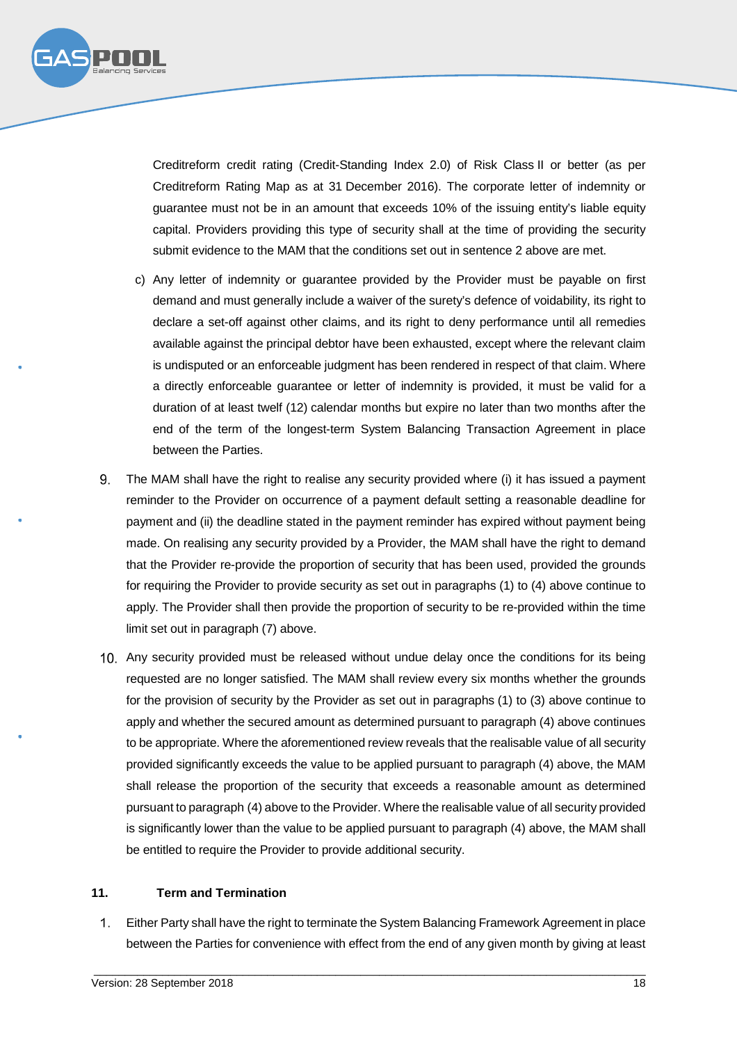Creditreform credit rating (Credit-Standing Index 2.0) of Risk Class II or better (as per Creditreform Rating Map as at 31 December 2016). The corporate letter of indemnity or guarantee must not be in an amount that exceeds 10% of the issuing entity's liable equity capital. Providers providing this type of security shall at the time of providing the security submit evidence to the MAM that the conditions set out in sentence 2 above are met.

c) Any letter of indemnity or guarantee provided by the Provider must be payable on first demand and must generally include a waiver of the surety's defence of voidability, its right to declare a set-off against other claims, and its right to deny performance until all remedies available against the principal debtor have been exhausted, except where the relevant claim is undisputed or an enforceable judgment has been rendered in respect of that claim. Where a directly enforceable guarantee or letter of indemnity is provided, it must be valid for a duration of at least twelf (12) calendar months but expire no later than two months after the end of the term of the longest-term System Balancing Transaction Agreement in place between the Parties.

9. The MAM shall have the right to realise any security provided where (i) it has issued a payment reminder to the Provider on occurrence of a payment default setting a reasonable deadline for payment and (ii) the deadline stated in the payment reminder has expired without payment being made. On realising any security provided by a Provider, the MAM shall have the right to demand that the Provider re-provide the proportion of security that has been used, provided the grounds for requiring the Provider to provide security as set out in paragraphs (1) to (4) above continue to apply. The Provider shall then provide the proportion of security to be re-provided within the time limit set out in paragraph (7) above.

10. Any security provided must be released without undue delay once the conditions for its being requested are no longer satisfied. The MAM shall review every six months whether the grounds for the provision of security by the Provider as set out in paragraphs (1) to (3) above continue to apply and whether the secured amount as determined pursuant to paragraph (4) above continues to be appropriate. Where the aforementioned review reveals that the realisable value of all security provided significantly exceeds the value to be applied pursuant to paragraph (4) above, the MAM shall release the proportion of the security that exceeds a reasonable amount as determined pursuant to paragraph (4) above to the Provider. Where the realisable value of all security provided is significantly lower than the value to be applied pursuant to paragraph (4) above, the MAM shall be entitled to require the Provider to provide additional security.

## 11. Term and Termination

1. Either Party shall have the right to terminate the System Balancing Framework Agreement in place between the Parties for convenience with effect from the end of any given month by giving at least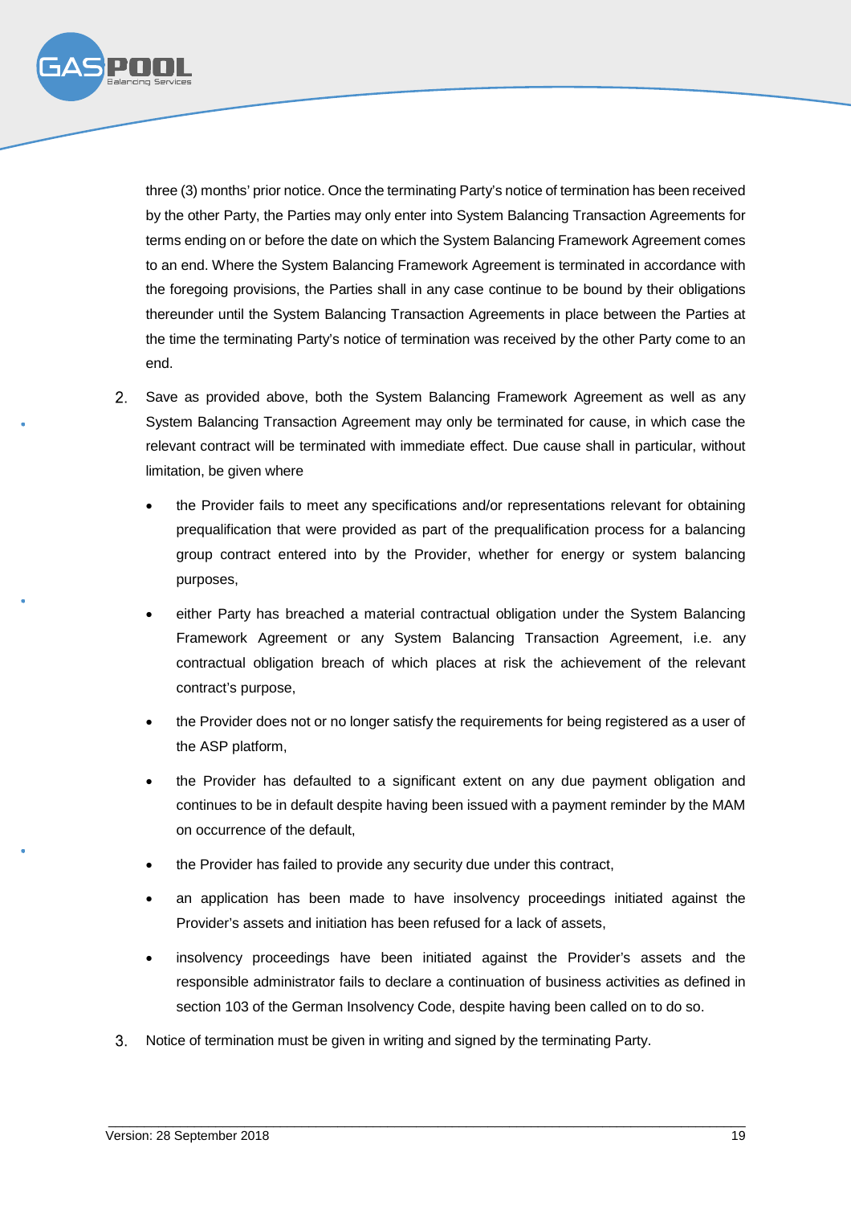three (3) months' prior notice. Once the terminating Party's notice of termination has been received by the other Party, the Parties may only enter into System Balancing Transaction Agreements for terms ending on or before the date on which the System Balancing Framework Agreement comes to an end. Where the System Balancing Framework Agreement is terminated in accordance with the foregoing provisions, the Parties shall in any case continue to be bound by their obligations thereunder until the System Balancing Transaction Agreements in place between the Parties at the time the terminating Party's notice of termination was received by the other Party come to an end.

2. Save as provided above, both the System Balancing Framework Agreement as well as any System Balancing Transaction Agreement may only be terminated for cause, in which case the relevant contract will be terminated with immediate effect. Due cause shall in particular, without limitation, be given where

   - the Provider fails to meet any specifications and/or representations relevant for obtaining prequalification that were provided as part of the prequalification process for a balancing group contract entered into by the Provider, whether for energy or system balancing purposes,
   - either Party has breached a material contractual obligation under the System Balancing Framework Agreement or any System Balancing Transaction Agreement, i.e. any contractual obligation breach of which places at risk the achievement of the relevant contract's purpose,
   - the Provider does not or no longer satisfy the requirements for being registered as a user of the ASP platform,
   - the Provider has defaulted to a significant extent on any due payment obligation and continues to be in default despite having been issued with a payment reminder by the MAM on occurrence of the default,
   - the Provider has failed to provide any security due under this contract,
   - an application has been made to have insolvency proceedings initiated against the Provider's assets and initiation has been refused for a lack of assets,
   - insolvency proceedings have been initiated against the Provider's assets and the responsible administrator fails to declare a continuation of business activities as defined in section 103 of the German Insolvency Code, despite having been called on to do so.

3. Notice of termination must be given in writing and signed by the terminating Party.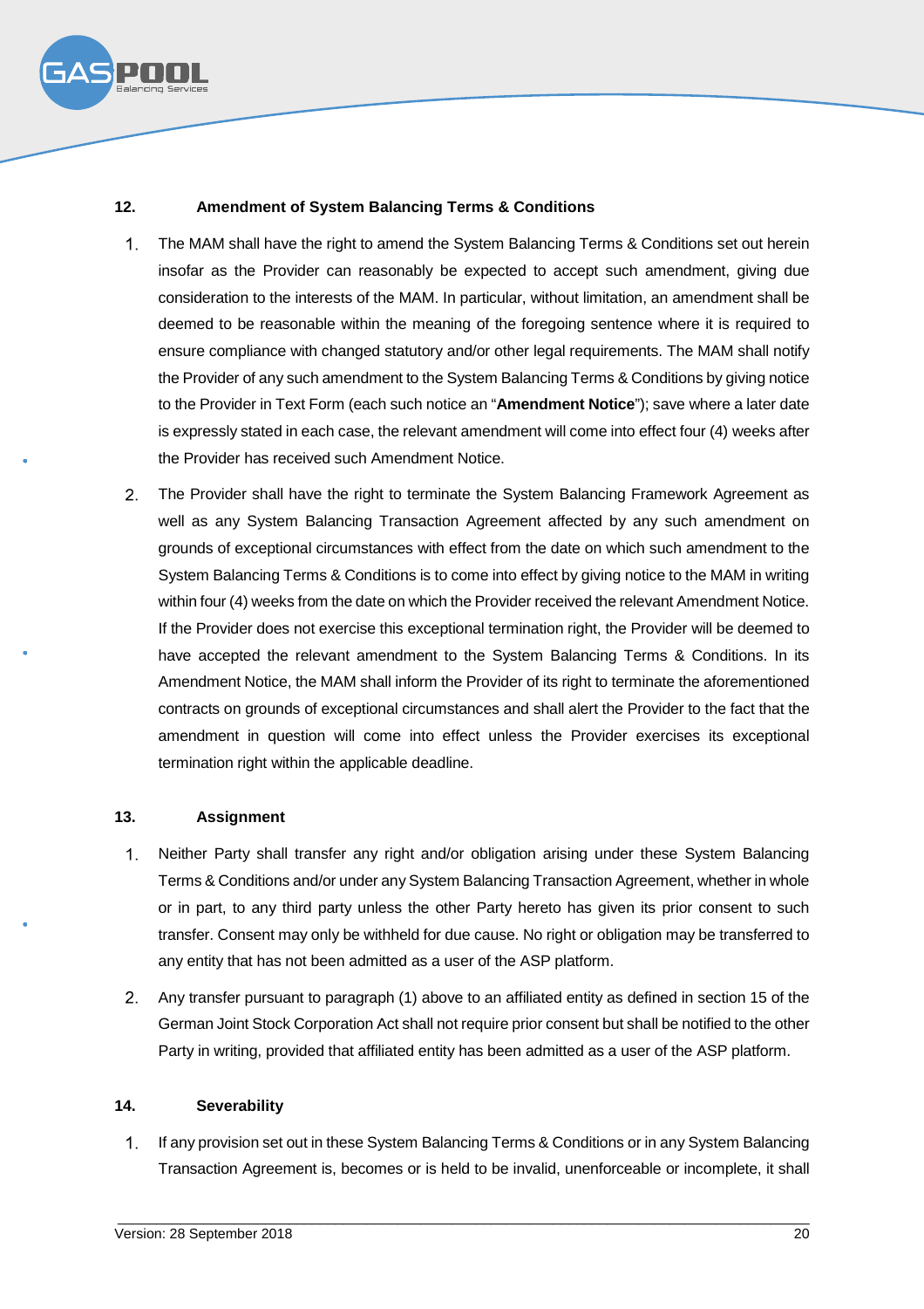## 12. Amendment of System Balancing Terms & Conditions

1. The MAM shall have the right to amend the System Balancing Terms & Conditions set out herein insofar as the Provider can reasonably be expected to accept such amendment, giving due consideration to the interests of the MAM. In particular, without limitation, an amendment shall be deemed to be reasonable within the meaning of the foregoing sentence where it is required to ensure compliance with changed statutory and/or other legal requirements. The MAM shall notify the Provider of any such amendment to the System Balancing Terms & Conditions by giving notice to the Provider in Text Form (each such notice an "**Amendment Notice**"); save where a later date is expressly stated in each case, the relevant amendment will come into effect four (4) weeks after the Provider has received such Amendment Notice.

2. The Provider shall have the right to terminate the System Balancing Framework Agreement as well as any System Balancing Transaction Agreement affected by any such amendment on grounds of exceptional circumstances with effect from the date on which such amendment to the System Balancing Terms & Conditions is to come into effect by giving notice to the MAM in writing within four (4) weeks from the date on which the Provider received the relevant Amendment Notice. If the Provider does not exercise this exceptional termination right, the Provider will be deemed to have accepted the relevant amendment to the System Balancing Terms & Conditions. In its Amendment Notice, the MAM shall inform the Provider of its right to terminate the aforementioned contracts on grounds of exceptional circumstances and shall alert the Provider to the fact that the amendment in question will come into effect unless the Provider exercises its exceptional termination right within the applicable deadline.

## 13. Assignment

1. Neither Party shall transfer any right and/or obligation arising under these System Balancing Terms & Conditions and/or under any System Balancing Transaction Agreement, whether in whole or in part, to any third party unless the other Party hereto has given its prior consent to such transfer. Consent may only be withheld for due cause. No right or obligation may be transferred to any entity that has not been admitted as a user of the ASP platform.

2. Any transfer pursuant to paragraph (1) above to an affiliated entity as defined in section 15 of the German Joint Stock Corporation Act shall not require prior consent but shall be notified to the other Party in writing, provided that affiliated entity has been admitted as a user of the ASP platform.

## 14. Severability

1. If any provision set out in these System Balancing Terms & Conditions or in any System Balancing Transaction Agreement is, becomes or is held to be invalid, unenforceable or incomplete, it shall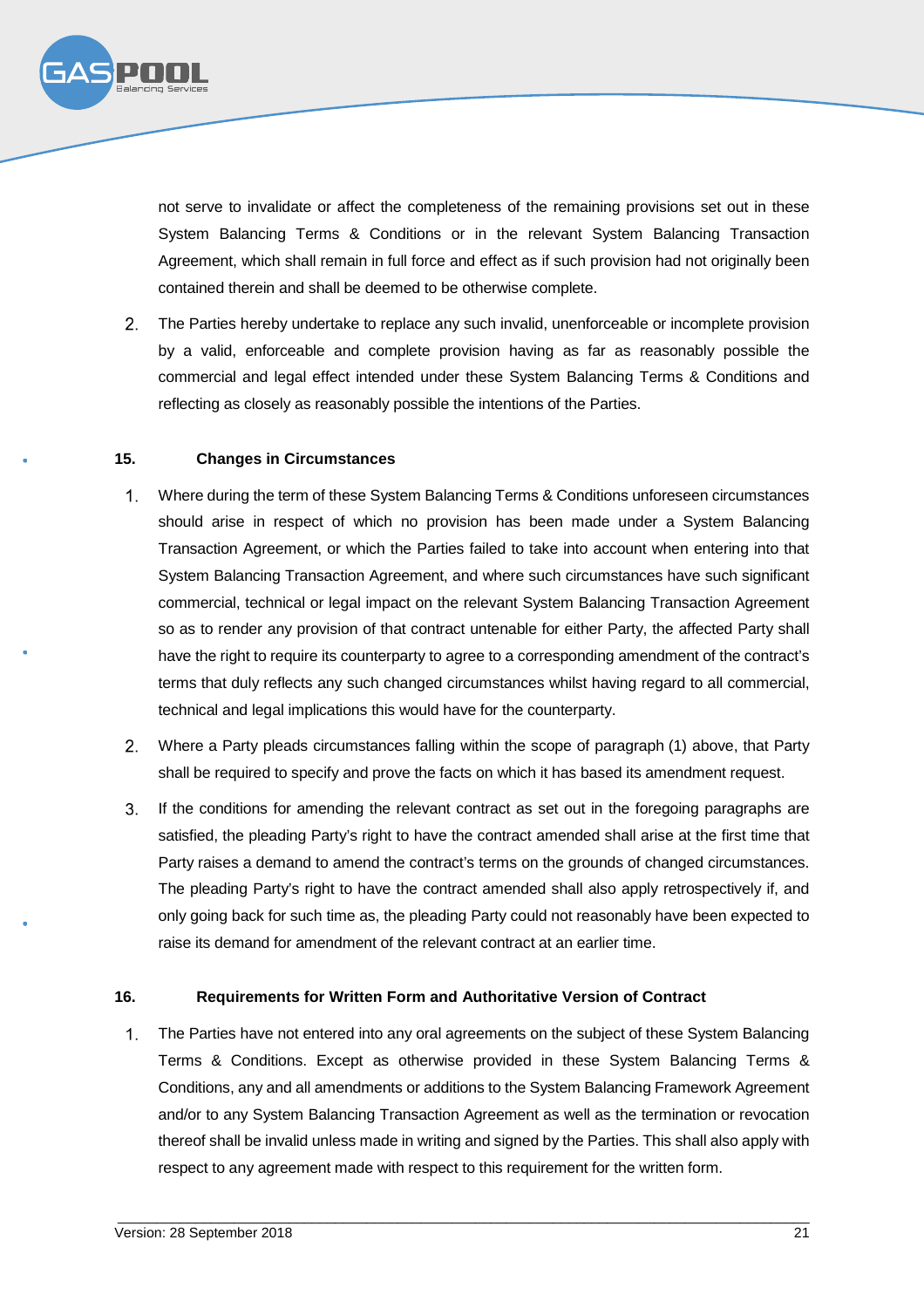not serve to invalidate or affect the completeness of the remaining provisions set out in these System Balancing Terms & Conditions or in the relevant System Balancing Transaction Agreement, which shall remain in full force and effect as if such provision had not originally been contained therein and shall be deemed to be otherwise complete.

2. The Parties hereby undertake to replace any such invalid, unenforceable or incomplete provision by a valid, enforceable and complete provision having as far as reasonably possible the commercial and legal effect intended under these System Balancing Terms & Conditions and reflecting as closely as reasonably possible the intentions of the Parties.

## 15. Changes in Circumstances

1. Where during the term of these System Balancing Terms & Conditions unforeseen circumstances should arise in respect of which no provision has been made under a System Balancing Transaction Agreement, or which the Parties failed to take into account when entering into that System Balancing Transaction Agreement, and where such circumstances have such significant commercial, technical or legal impact on the relevant System Balancing Transaction Agreement so as to render any provision of that contract untenable for either Party, the affected Party shall have the right to require its counterparty to agree to a corresponding amendment of the contract's terms that duly reflects any such changed circumstances whilst having regard to all commercial, technical and legal implications this would have for the counterparty.

2. Where a Party pleads circumstances falling within the scope of paragraph (1) above, that Party shall be required to specify and prove the facts on which it has based its amendment request.

3. If the conditions for amending the relevant contract as set out in the foregoing paragraphs are satisfied, the pleading Party's right to have the contract amended shall arise at the first time that Party raises a demand to amend the contract's terms on the grounds of changed circumstances. The pleading Party's right to have the contract amended shall also apply retrospectively if, and only going back for such time as, the pleading Party could not reasonably have been expected to raise its demand for amendment of the relevant contract at an earlier time.

## 16. Requirements for Written Form and Authoritative Version of Contract

1. The Parties have not entered into any oral agreements on the subject of these System Balancing Terms & Conditions. Except as otherwise provided in these System Balancing Terms & Conditions, any and all amendments or additions to the System Balancing Framework Agreement and/or to any System Balancing Transaction Agreement as well as the termination or revocation thereof shall be invalid unless made in writing and signed by the Parties. This shall also apply with respect to any agreement made with respect to this requirement for the written form.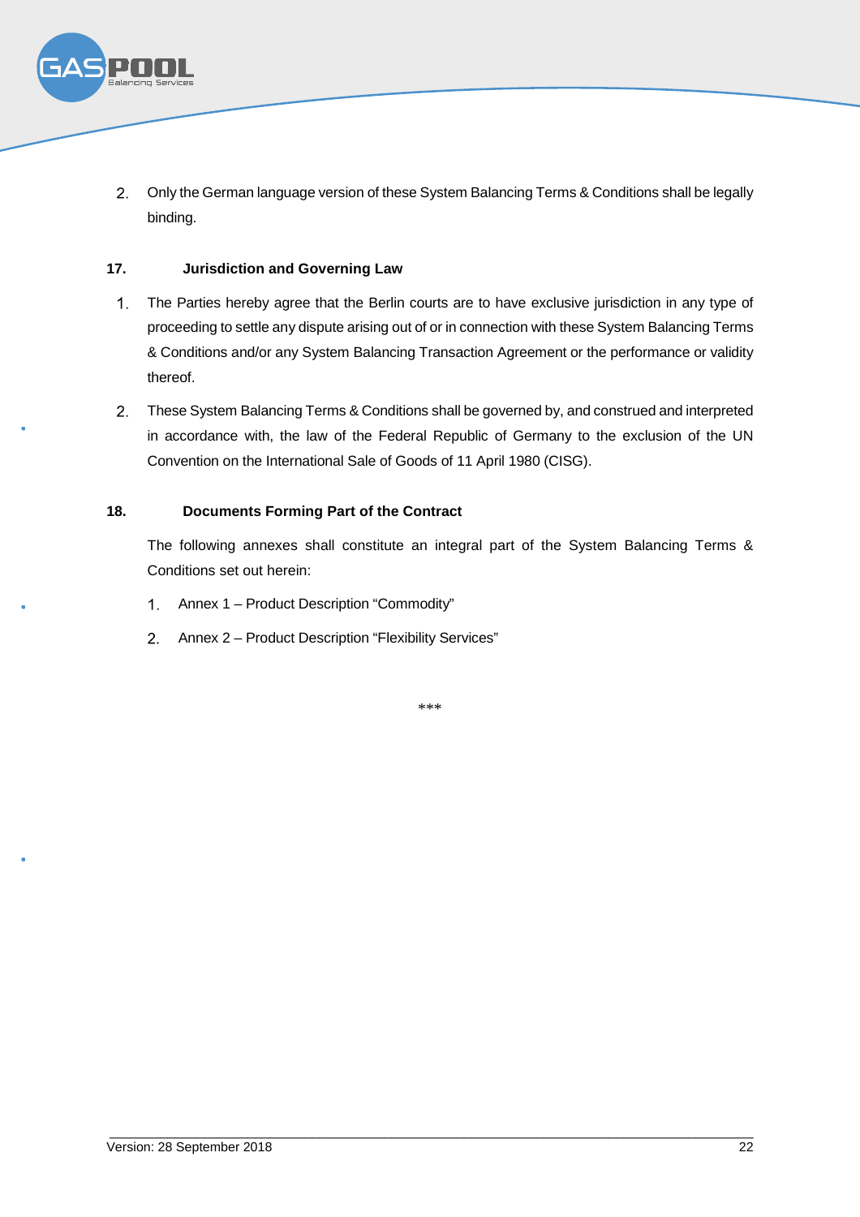2. Only the German language version of these System Balancing Terms & Conditions shall be legally binding.

## 17. Jurisdiction and Governing Law

1. The Parties hereby agree that the Berlin courts are to have exclusive jurisdiction in any type of proceeding to settle any dispute arising out of or in connection with these System Balancing Terms & Conditions and/or any System Balancing Transaction Agreement or the performance or validity thereof.

2. These System Balancing Terms & Conditions shall be governed by, and construed and interpreted in accordance with, the law of the Federal Republic of Germany to the exclusion of the UN Convention on the International Sale of Goods of 11 April 1980 (CISG).

## 18. Documents Forming Part of the Contract

The following annexes shall constitute an integral part of the System Balancing Terms & Conditions set out herein:

1. Annex 1 – Product Description "Commodity"
2. Annex 2 – Product Description "Flexibility Services"

***